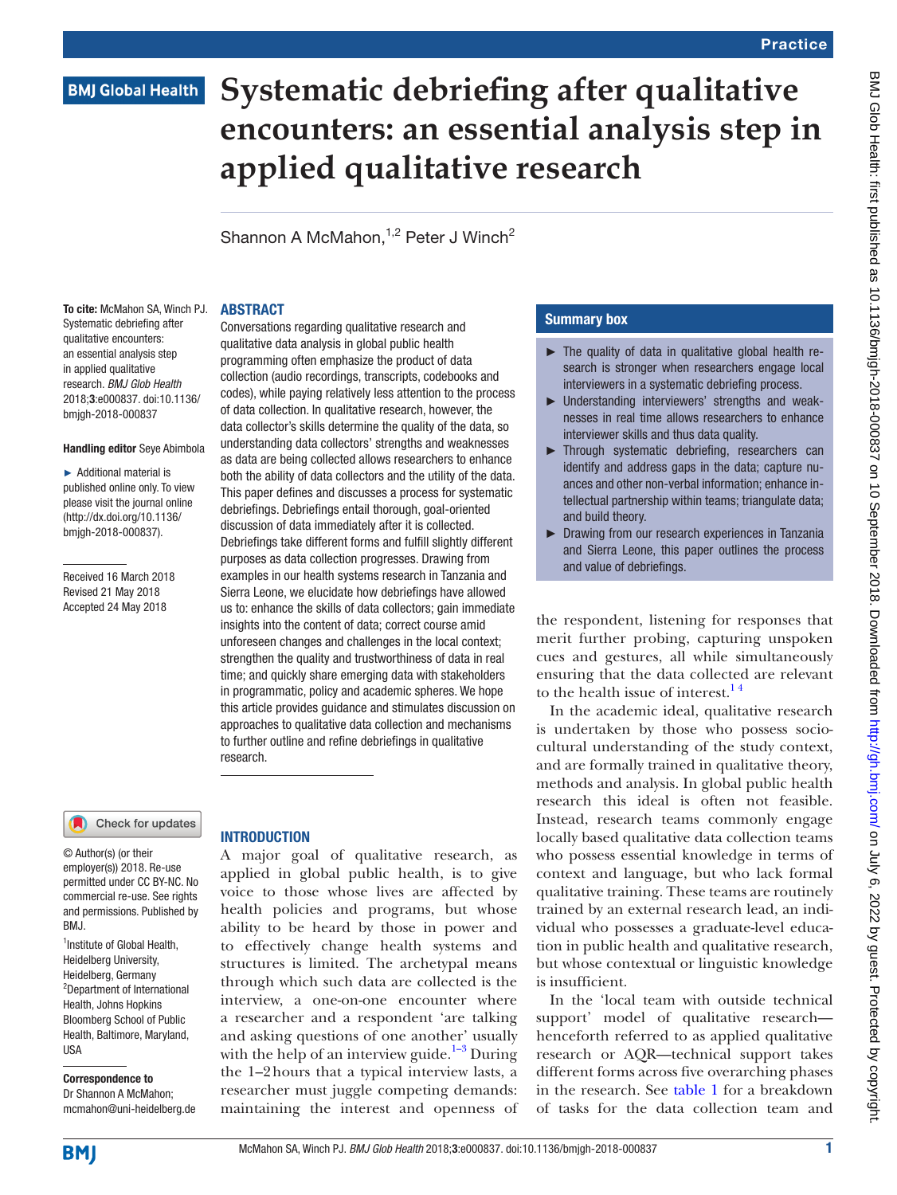Practice

BMJ Global Health

# Systematic debriefing after qualitative encounters: an essential analysis step in applied qualitative research

Shannon A McMahon,[1,2] Peter J Winch[2]

**To cite:** McMahon SA, Winch PJ. Systematic debriefing after qualitative encounters: an essential analysis step in applied qualitative research. *BMJ Glob Health* 2018;**3**:e000837. doi:10.1136/bmjgh-2018-000837

**Handling editor** Seye Abimbola

► Additional material is published online only. To view please visit the journal online (http://dx.doi.org/10.1136/bmjgh-2018-000837).

Received 16 March 2018
Revised 21 May 2018
Accepted 24 May 2018

© Author(s) (or their employer(s)) 2018. Re-use permitted under CC BY-NC. No commercial re-use. See rights and permissions. Published by BMJ.

[1]Institute of Global Health, Heidelberg University, Heidelberg, Germany
[2]Department of International Health, Johns Hopkins Bloomberg School of Public Health, Baltimore, Maryland, USA

**Correspondence to**
Dr Shannon A McMahon; mcmahon@uni-heidelberg.de

## ABSTRACT

Conversations regarding qualitative research and qualitative data analysis in global public health programming often emphasize the product of data collection (audio recordings, transcripts, codebooks and codes), while paying relatively less attention to the process of data collection. In qualitative research, however, the data collector's skills determine the quality of the data, so understanding data collectors' strengths and weaknesses as data are being collected allows researchers to enhance both the ability of data collectors and the utility of the data. This paper defines and discusses a process for systematic debriefings. Debriefings entail thorough, goal-oriented discussion of data immediately after it is collected. Debriefings take different forms and fulfill slightly different purposes as data collection progresses. Drawing from examples in our health systems research in Tanzania and Sierra Leone, we elucidate how debriefings have allowed us to: enhance the skills of data collectors; gain immediate insights into the content of data; correct course amid unforeseen changes and challenges in the local context; strengthen the quality and trustworthiness of data in real time; and quickly share emerging data with stakeholders in programmatic, policy and academic spheres. We hope this article provides guidance and stimulates discussion on approaches to qualitative data collection and mechanisms to further outline and refine debriefings in qualitative research.

## Summary box

- ► The quality of data in qualitative global health research is stronger when researchers engage local interviewers in a systematic debriefing process.
- ► Understanding interviewers' strengths and weaknesses in real time allows researchers to enhance interviewer skills and thus data quality.
- ► Through systematic debriefing, researchers can identify and address gaps in the data; capture nuances and other non-verbal information; enhance intellectual partnership within teams; triangulate data; and build theory.
- ► Drawing from our research experiences in Tanzania and Sierra Leone, this paper outlines the process and value of debriefings.

## INTRODUCTION

A major goal of qualitative research, as applied in global public health, is to give voice to those whose lives are affected by health policies and programs, but whose ability to be heard by those in power and to effectively change health systems and structures is limited. The archetypal means through which such data are collected is the interview, a one-on-one encounter where a researcher and a respondent 'are talking and asking questions of one another' usually with the help of an interview guide.[1–3] During the 1–2 hours that a typical interview lasts, a researcher must juggle competing demands: maintaining the interest and openness of the respondent, listening for responses that merit further probing, capturing unspoken cues and gestures, all while simultaneously ensuring that the data collected are relevant to the health issue of interest.[1,4]

In the academic ideal, qualitative research is undertaken by those who possess sociocultural understanding of the study context, and are formally trained in qualitative theory, methods and analysis. In global public health research this ideal is often not feasible. Instead, research teams commonly engage locally based qualitative data collection teams who possess essential knowledge in terms of context and language, but who lack formal qualitative training. These teams are routinely trained by an external research lead, an individual who possesses a graduate-level education in public health and qualitative research, but whose contextual or linguistic knowledge is insufficient.

In the 'local team with outside technical support' model of qualitative research—henceforth referred to as applied qualitative research or AQR—technical support takes different forms across five overarching phases in the research. See table 1 for a breakdown of tasks for the data collection team and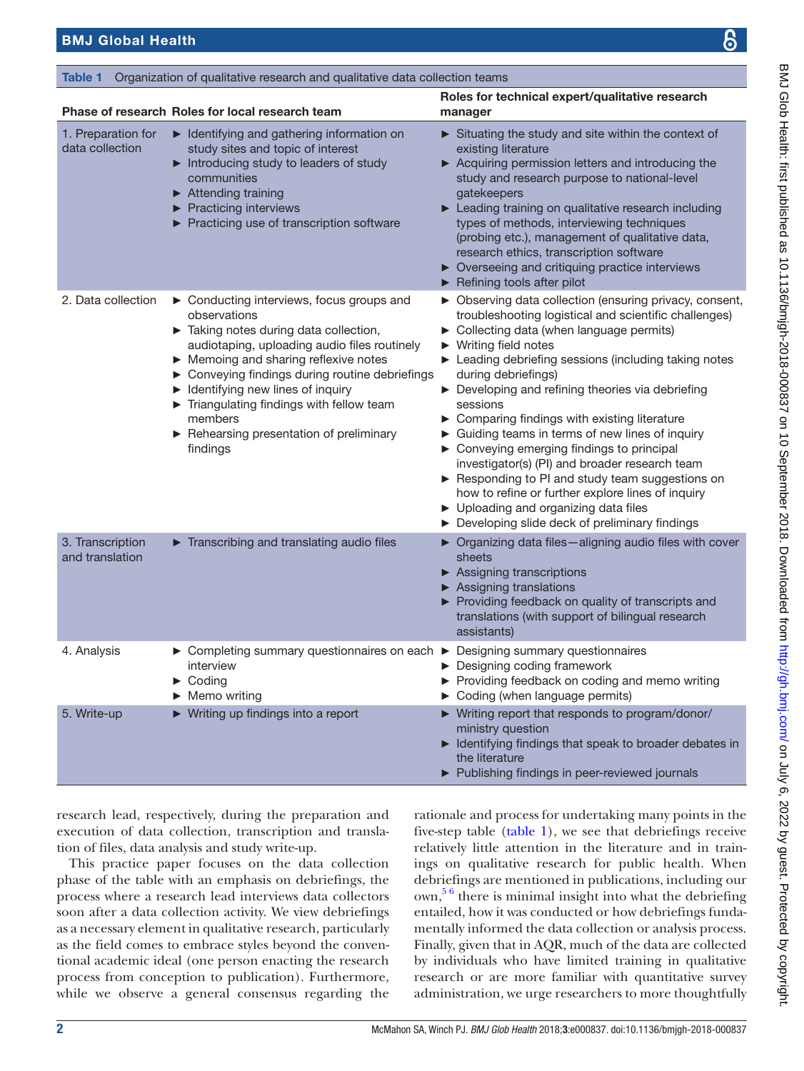Table 1 Organization of qualitative research and qualitative data collection teams

| Phase of research | Roles for local research team | Roles for technical expert/qualitative research manager |
|---|---|---|
| 1. Preparation for data collection | ► Identifying and gathering information on study sites and topic of interest<br>► Introducing study to leaders of study communities<br>► Attending training<br>► Practicing interviews<br>► Practicing use of transcription software | ► Situating the study and site within the context of existing literature<br>► Acquiring permission letters and introducing the study and research purpose to national-level gatekeepers<br>► Leading training on qualitative research including types of methods, interviewing techniques (probing etc.), management of qualitative data, research ethics, transcription software<br>► Overseeing and critiquing practice interviews<br>► Refining tools after pilot |
| 2. Data collection | ► Conducting interviews, focus groups and observations<br>► Taking notes during data collection, audiotaping, uploading audio files routinely<br>► Memoing and sharing reflexive notes<br>► Conveying findings during routine debriefings<br>► Identifying new lines of inquiry<br>► Triangulating findings with fellow team members<br>► Rehearsing presentation of preliminary findings | ► Observing data collection (ensuring privacy, consent, troubleshooting logistical and scientific challenges)<br>► Collecting data (when language permits)<br>► Writing field notes<br>► Leading debriefing sessions (including taking notes during debriefings)<br>► Developing and refining theories via debriefing sessions<br>► Comparing findings with existing literature<br>► Guiding teams in terms of new lines of inquiry<br>► Conveying emerging findings to principal investigator(s) (PI) and broader research team<br>► Responding to PI and study team suggestions on how to refine or further explore lines of inquiry<br>► Uploading and organizing data files<br>► Developing slide deck of preliminary findings |
| 3. Transcription and translation | ► Transcribing and translating audio files | ► Organizing data files—aligning audio files with cover sheets<br>► Assigning transcriptions<br>► Assigning translations<br>► Providing feedback on quality of transcripts and translations (with support of bilingual research assistants) |
| 4. Analysis | ► Completing summary questionnaires on each interview<br>► Coding<br>► Memo writing | ► Designing summary questionnaires<br>► Designing coding framework<br>► Providing feedback on coding and memo writing<br>► Coding (when language permits) |
| 5. Write-up | ► Writing up findings into a report | ► Writing report that responds to program/donor/ministry question<br>► Identifying findings that speak to broader debates in the literature<br>► Publishing findings in peer-reviewed journals |

research lead, respectively, during the preparation and execution of data collection, transcription and translation of files, data analysis and study write-up.

This practice paper focuses on the data collection phase of the table with an emphasis on debriefings, the process where a research lead interviews data collectors soon after a data collection activity. We view debriefings as a necessary element in qualitative research, particularly as the field comes to embrace styles beyond the conventional academic ideal (one person enacting the research process from conception to publication). Furthermore, while we observe a general consensus regarding the rationale and process for undertaking many points in the five-step table (table 1), we see that debriefings receive relatively little attention in the literature and in trainings on qualitative research for public health. When debriefings are mentioned in publications, including our own,[5 6] there is minimal insight into what the debriefing entailed, how it was conducted or how debriefings fundamentally informed the data collection or analysis process. Finally, given that in AQR, much of the data are collected by individuals who have limited training in qualitative research or are more familiar with quantitative survey administration, we urge researchers to more thoughtfully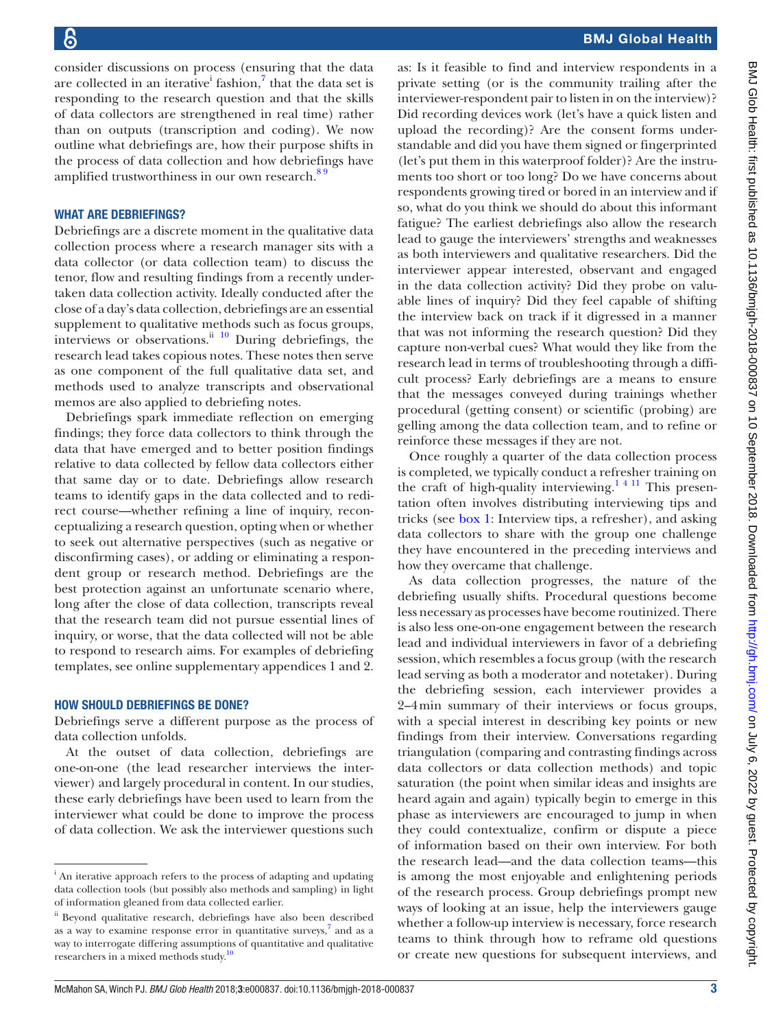consider discussions on process (ensuring that the data are collected in an iterative[i] fashion,[7] that the data set is responding to the research question and that the skills of data collectors are strengthened in real time) rather than on outputs (transcription and coding). We now outline what debriefings are, how their purpose shifts in the process of data collection and how debriefings have amplified trustworthiness in our own research.[8,9]

## WHAT ARE DEBRIEFINGS?

Debriefings are a discrete moment in the qualitative data collection process where a research manager sits with a data collector (or data collection team) to discuss the tenor, flow and resulting findings from a recently undertaken data collection activity. Ideally conducted after the close of a day's data collection, debriefings are an essential supplement to qualitative methods such as focus groups, interviews or observations.[ii,10] During debriefings, the research lead takes copious notes. These notes then serve as one component of the full qualitative data set, and methods used to analyze transcripts and observational memos are also applied to debriefing notes.

Debriefings spark immediate reflection on emerging findings; they force data collectors to think through the data that have emerged and to better position findings relative to data collected by fellow data collectors either that same day or to date. Debriefings allow research teams to identify gaps in the data collected and to redirect course—whether refining a line of inquiry, reconceptualizing a research question, opting when or whether to seek out alternative perspectives (such as negative or disconfirming cases), or adding or eliminating a respondent group or research method. Debriefings are the best protection against an unfortunate scenario where, long after the close of data collection, transcripts reveal that the research team did not pursue essential lines of inquiry, or worse, that the data collected will not be able to respond to research aims. For examples of debriefing templates, see online supplementary appendices 1 and 2.

## HOW SHOULD DEBRIEFINGS BE DONE?

Debriefings serve a different purpose as the process of data collection unfolds.

At the outset of data collection, debriefings are one-on-one (the lead researcher interviews the interviewer) and largely procedural in content. In our studies, these early debriefings have been used to learn from the interviewer what could be done to improve the process of data collection. We ask the interviewer questions such as: Is it feasible to find and interview respondents in a private setting (or is the community trailing after the interviewer-respondent pair to listen in on the interview)? Did recording devices work (let's have a quick listen and upload the recording)? Are the consent forms understandable and did you have them signed or fingerprinted (let's put them in this waterproof folder)? Are the instruments too short or too long? Do we have concerns about respondents growing tired or bored in an interview and if so, what do you think we should do about this informant fatigue? The earliest debriefings also allow the research lead to gauge the interviewers' strengths and weaknesses as both interviewers and qualitative researchers. Did the interviewer appear interested, observant and engaged in the data collection activity? Did they probe on valuable lines of inquiry? Did they feel capable of shifting the interview back on track if it digressed in a manner that was not informing the research question? Did they capture non-verbal cues? What would they like from the research lead in terms of troubleshooting through a difficult process? Early debriefings are a means to ensure that the messages conveyed during trainings whether procedural (getting consent) or scientific (probing) are gelling among the data collection team, and to refine or reinforce these messages if they are not.

Once roughly a quarter of the data collection process is completed, we typically conduct a refresher training on the craft of high-quality interviewing.[1,4,11] This presentation often involves distributing interviewing tips and tricks (see box 1: Interview tips, a refresher), and asking data collectors to share with the group one challenge they have encountered in the preceding interviews and how they overcame that challenge.

As data collection progresses, the nature of the debriefing usually shifts. Procedural questions become less necessary as processes have become routinized. There is also less one-on-one engagement between the research lead and individual interviewers in favor of a debriefing session, which resembles a focus group (with the research lead serving as both a moderator and notetaker). During the debriefing session, each interviewer provides a 2–4min summary of their interviews or focus groups, with a special interest in describing key points or new findings from their interview. Conversations regarding triangulation (comparing and contrasting findings across data collectors or data collection methods) and topic saturation (the point when similar ideas and insights are heard again and again) typically begin to emerge in this phase as interviewers are encouraged to jump in when they could contextualize, confirm or dispute a piece of information based on their own interview. For both the research lead—and the data collection teams—this is among the most enjoyable and enlightening periods of the research process. Group debriefings prompt new ways of looking at an issue, help the interviewers gauge whether a follow-up interview is necessary, force research teams to think through how to reframe old questions or create new questions for subsequent interviews, and

---

[i] An iterative approach refers to the process of adapting and updating data collection tools (but possibly also methods and sampling) in light of information gleaned from data collected earlier.

[ii] Beyond qualitative research, debriefings have also been described as a way to examine response error in quantitative surveys,[7] and as a way to interrogate differing assumptions of quantitative and qualitative researchers in a mixed methods study.[10]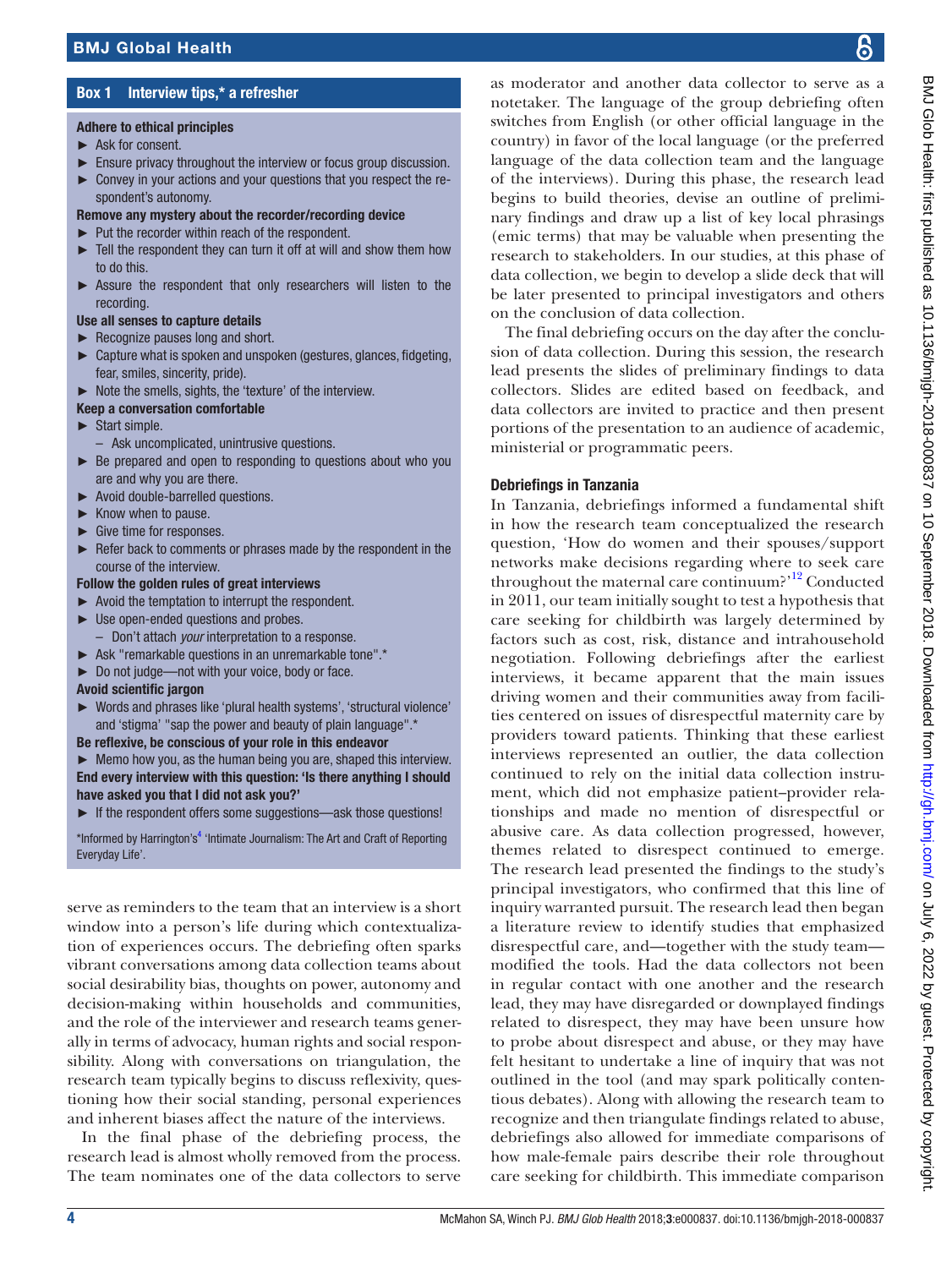**Box 1 Interview tips,* a refresher**

**Adhere to ethical principles**

- Ask for consent.
- Ensure privacy throughout the interview or focus group discussion.
- Convey in your actions and your questions that you respect the respondent's autonomy.

**Remove any mystery about the recorder/recording device**

- Put the recorder within reach of the respondent.
- Tell the respondent they can turn it off at will and show them how to do this.
- Assure the respondent that only researchers will listen to the recording.

**Use all senses to capture details**

- Recognize pauses long and short.
- Capture what is spoken and unspoken (gestures, glances, fidgeting, fear, smiles, sincerity, pride).
- Note the smells, sights, the 'texture' of the interview.

**Keep a conversation comfortable**

- Start simple.
  - Ask uncomplicated, unintrusive questions.
- Be prepared and open to responding to questions about who you are and why you are there.
- Avoid double-barrelled questions.
- Know when to pause.
- Give time for responses.
- Refer back to comments or phrases made by the respondent in the course of the interview.

**Follow the golden rules of great interviews**

- Avoid the temptation to interrupt the respondent.
- Use open-ended questions and probes.
  - Don't attach *your* interpretation to a response.
- Ask "remarkable questions in an unremarkable tone".*
- Do not judge—not with your voice, body or face.

**Avoid scientific jargon**

- Words and phrases like 'plural health systems', 'structural violence' and 'stigma' "sap the power and beauty of plain language".*

**Be reflexive, be conscious of your role in this endeavor**

- Memo how you, as the human being you are, shaped this interview.

**End every interview with this question: 'Is there anything I should have asked you that I did not ask you?'**

- If the respondent offers some suggestions—ask those questions!

*Informed by Harrington's[4] 'Intimate Journalism: The Art and Craft of Reporting Everyday Life'.

serve as reminders to the team that an interview is a short window into a person's life during which contextualization of experiences occurs. The debriefing often sparks vibrant conversations among data collection teams about social desirability bias, thoughts on power, autonomy and decision-making within households and communities, and the role of the interviewer and research teams generally in terms of advocacy, human rights and social responsibility. Along with conversations on triangulation, the research team typically begins to discuss reflexivity, questioning how their social standing, personal experiences and inherent biases affect the nature of the interviews.

In the final phase of the debriefing process, the research lead is almost wholly removed from the process. The team nominates one of the data collectors to serve as moderator and another data collector to serve as a notetaker. The language of the group debriefing often switches from English (or other official language in the country) in favor of the local language (or the preferred language of the data collection team and the language of the interviews). During this phase, the research lead begins to build theories, devise an outline of preliminary findings and draw up a list of key local phrasings (emic terms) that may be valuable when presenting the research to stakeholders. In our studies, at this phase of data collection, we begin to develop a slide deck that will be later presented to principal investigators and others on the conclusion of data collection.

The final debriefing occurs on the day after the conclusion of data collection. During this session, the research lead presents the slides of preliminary findings to data collectors. Slides are edited based on feedback, and data collectors are invited to practice and then present portions of the presentation to an audience of academic, ministerial or programmatic peers.

### Debriefings in Tanzania

In Tanzania, debriefings informed a fundamental shift in how the research team conceptualized the research question, 'How do women and their spouses/support networks make decisions regarding where to seek care throughout the maternal care continuum?'[12] Conducted in 2011, our team initially sought to test a hypothesis that care seeking for childbirth was largely determined by factors such as cost, risk, distance and intrahousehold negotiation. Following debriefings after the earliest interviews, it became apparent that the main issues driving women and their communities away from facilities centered on issues of disrespectful maternity care by providers toward patients. Thinking that these earliest interviews represented an outlier, the data collection continued to rely on the initial data collection instrument, which did not emphasize patient–provider relationships and made no mention of disrespectful or abusive care. As data collection progressed, however, themes related to disrespect continued to emerge. The research lead presented the findings to the study's principal investigators, who confirmed that this line of inquiry warranted pursuit. The research lead then began a literature review to identify studies that emphasized disrespectful care, and—together with the study team—modified the tools. Had the data collectors not been in regular contact with one another and the research lead, they may have disregarded or downplayed findings related to disrespect, they may have been unsure how to probe about disrespect and abuse, or they may have felt hesitant to undertake a line of inquiry that was not outlined in the tool (and may spark politically contentious debates). Along with allowing the research team to recognize and then triangulate findings related to abuse, debriefings also allowed for immediate comparisons of how male-female pairs describe their role throughout care seeking for childbirth. This immediate comparison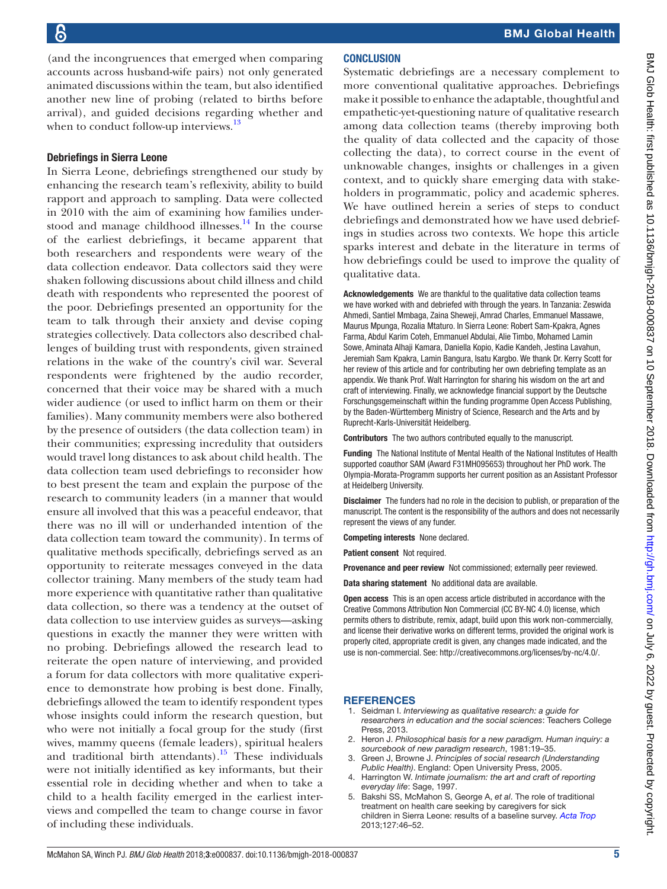(and the incongruences that emerged when comparing accounts across husband-wife pairs) not only generated animated discussions within the team, but also identified another new line of probing (related to births before arrival), and guided decisions regarding whether and when to conduct follow-up interviews.[13]

### Debriefings in Sierra Leone

In Sierra Leone, debriefings strengthened our study by enhancing the research team's reflexivity, ability to build rapport and approach to sampling. Data were collected in 2010 with the aim of examining how families understood and manage childhood illnesses.[14] In the course of the earliest debriefings, it became apparent that both researchers and respondents were weary of the data collection endeavor. Data collectors said they were shaken following discussions about child illness and child death with respondents who represented the poorest of the poor. Debriefings presented an opportunity for the team to talk through their anxiety and devise coping strategies collectively. Data collectors also described challenges of building trust with respondents, given strained relations in the wake of the country's civil war. Several respondents were frightened by the audio recorder, concerned that their voice may be shared with a much wider audience (or used to inflict harm on them or their families). Many community members were also bothered by the presence of outsiders (the data collection team) in their communities; expressing incredulity that outsiders would travel long distances to ask about child health. The data collection team used debriefings to reconsider how to best present the team and explain the purpose of the research to community leaders (in a manner that would ensure all involved that this was a peaceful endeavor, that there was no ill will or underhanded intention of the data collection team toward the community). In terms of qualitative methods specifically, debriefings served as an opportunity to reiterate messages conveyed in the data collector training. Many members of the study team had more experience with quantitative rather than qualitative data collection, so there was a tendency at the outset of data collection to use interview guides as surveys—asking questions in exactly the manner they were written with no probing. Debriefings allowed the research lead to reiterate the open nature of interviewing, and provided a forum for data collectors with more qualitative experience to demonstrate how probing is best done. Finally, debriefings allowed the team to identify respondent types whose insights could inform the research question, but who were not initially a focal group for the study (first wives, mammy queens (female leaders), spiritual healers and traditional birth attendants).[15] These individuals were not initially identified as key informants, but their essential role in deciding whether and when to take a child to a health facility emerged in the earliest interviews and compelled the team to change course in favor of including these individuals.

## CONCLUSION

Systematic debriefings are a necessary complement to more conventional qualitative approaches. Debriefings make it possible to enhance the adaptable, thoughtful and empathetic-yet-questioning nature of qualitative research among data collection teams (thereby improving both the quality of data collected and the capacity of those collecting the data), to correct course in the event of unknowable changes, insights or challenges in a given context, and to quickly share emerging data with stakeholders in programmatic, policy and academic spheres. We have outlined herein a series of steps to conduct debriefings and demonstrated how we have used debriefings in studies across two contexts. We hope this article sparks interest and debate in the literature in terms of how debriefings could be used to improve the quality of qualitative data.

**Acknowledgements** We are thankful to the qualitative data collection teams we have worked with and debriefed with through the years. In Tanzania: Zeswida Ahmedi, Santiel Mmbaga, Zaina Sheweji, Amrad Charles, Emmanuel Massawe, Maurus Mpunga, Rozalia Mtaturo. In Sierra Leone: Robert Sam-Kpakra, Agnes Farma, Abdul Karim Coteh, Emmanuel Abdulai, Alie Timbo, Mohamed Lamin Sowe, Aminata Alhaji Kamara, Daniella Kopio, Kadie Kandeh, Jestina Lavahun, Jeremiah Sam Kpakra, Lamin Bangura, Isatu Kargbo. We thank Dr. Kerry Scott for her review of this article and for contributing her own debriefing template as an appendix. We thank Prof. Walt Harrington for sharing his wisdom on the art and craft of interviewing. Finally, we acknowledge financial support by the Deutsche Forschungsgemeinschaft within the funding programme Open Access Publishing, by the Baden-Württemberg Ministry of Science, Research and the Arts and by Ruprecht-Karls-Universität Heidelberg.

**Contributors** The two authors contributed equally to the manuscript.

**Funding** The National Institute of Mental Health of the National Institutes of Health supported coauthor SAM (Award F31MH095653) throughout her PhD work. The Olympia-Morata-Programm supports her current position as an Assistant Professor at Heidelberg University.

**Disclaimer** The funders had no role in the decision to publish, or preparation of the manuscript. The content is the responsibility of the authors and does not necessarily represent the views of any funder.

**Competing interests** None declared.

**Patient consent** Not required.

**Provenance and peer review** Not commissioned; externally peer reviewed.

**Data sharing statement** No additional data are available.

**Open access** This is an open access article distributed in accordance with the Creative Commons Attribution Non Commercial (CC BY-NC 4.0) license, which permits others to distribute, remix, adapt, build upon this work non-commercially, and license their derivative works on different terms, provided the original work is properly cited, appropriate credit is given, any changes made indicated, and the use is non-commercial. See: http://creativecommons.org/licenses/by-nc/4.0/.

## REFERENCES

1. Seidman I. *Interviewing as qualitative research: a guide for researchers in education and the social sciences*: Teachers College Press, 2013.
2. Heron J. *Philosophical basis for a new paradigm. Human inquiry: a sourcebook of new paradigm research*, 1981:19–35.
3. Green J, Browne J. *Principles of social research (Understanding Public Health)*. England: Open University Press, 2005.
4. Harrington W. *Intimate journalism: the art and craft of reporting everyday life*: Sage, 1997.
5. Bakshi SS, McMahon S, George A, *et al*. The role of traditional treatment on health care seeking by caregivers for sick children in Sierra Leone: results of a baseline survey. *Acta Trop* 2013;127:46–52.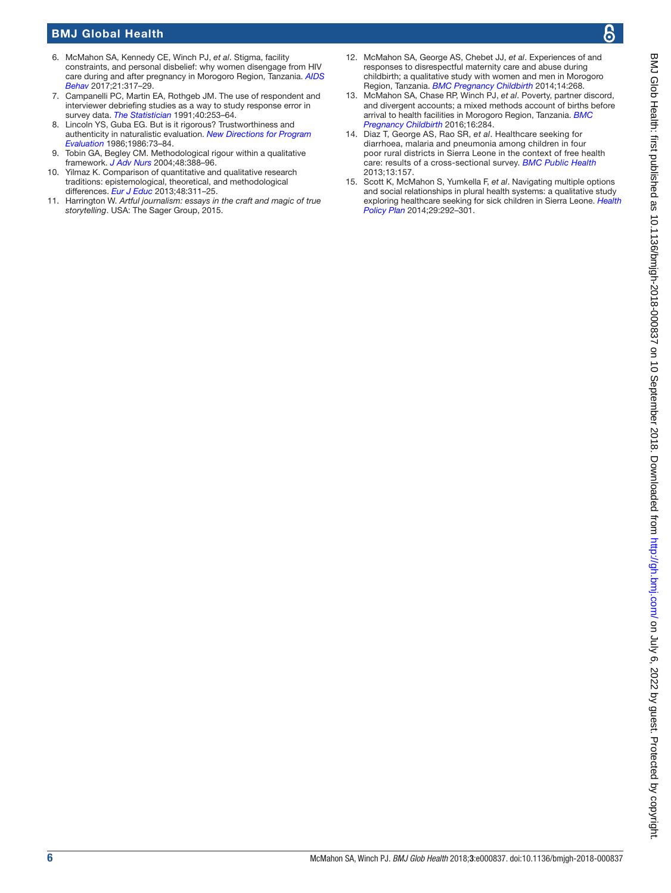6. McMahon SA, Kennedy CE, Winch PJ, *et al*. Stigma, facility constraints, and personal disbelief: why women disengage from HIV care during and after pregnancy in Morogoro Region, Tanzania. *AIDS Behav* 2017;21:317–29.
7. Campanelli PC, Martin EA, Rothgeb JM. The use of respondent and interviewer debriefing studies as a way to study response error in survey data. *The Statistician* 1991;40:253–64.
8. Lincoln YS, Guba EG. But is it rigorous? Trustworthiness and authenticity in naturalistic evaluation. *New Directions for Program Evaluation* 1986;1986:73–84.
9. Tobin GA, Begley CM. Methodological rigour within a qualitative framework. *J Adv Nurs* 2004;48:388–96.
10. Yilmaz K. Comparison of quantitative and qualitative research traditions: epistemological, theoretical, and methodological differences. *Eur J Educ* 2013;48:311–25.
11. Harrington W. *Artful journalism: essays in the craft and magic of true storytelling*. USA: The Sager Group, 2015.
12. McMahon SA, George AS, Chebet JJ, *et al*. Experiences of and responses to disrespectful maternity care and abuse during childbirth; a qualitative study with women and men in Morogoro Region, Tanzania. *BMC Pregnancy Childbirth* 2014;14:268.
13. McMahon SA, Chase RP, Winch PJ, *et al*. Poverty, partner discord, and divergent accounts; a mixed methods account of births before arrival to health facilities in Morogoro Region, Tanzania. *BMC Pregnancy Childbirth* 2016;16:284.
14. Diaz T, George AS, Rao SR, *et al*. Healthcare seeking for diarrhoea, malaria and pneumonia among children in four poor rural districts in Sierra Leone in the context of free health care: results of a cross-sectional survey. *BMC Public Health* 2013;13:157.
15. Scott K, McMahon S, Yumkella F, *et al*. Navigating multiple options and social relationships in plural health systems: a qualitative study exploring healthcare seeking for sick children in Sierra Leone. *Health Policy Plan* 2014;29:292–301.